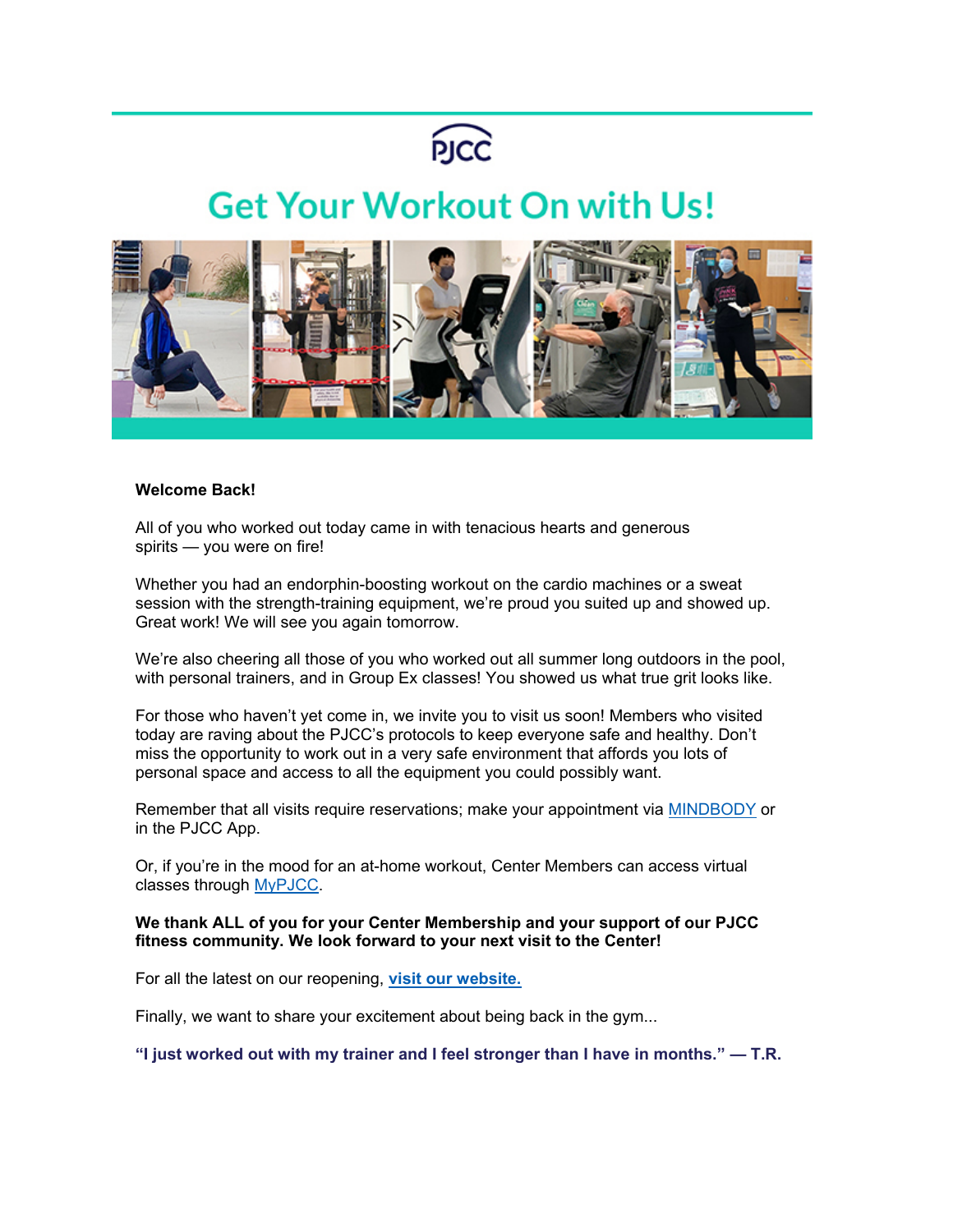PJCC

# Get Your Workout On with Us!

**Welcome Back!**

All of you who worked out today came in with tenacious hearts and generous spirits — you were on fire!

Whether you had an endorphin-boosting workout on the cardio machines or a sweat session with the strength-training equipment, we're proud you suited up and showed up. Great work! We will see you again tomorrow.

We're also cheering all those of you who worked out all summer long outdoors in the pool, with personal trainers, and in Group Ex classes! You showed us what true grit looks like.

For those who haven't yet come in, we invite you to visit us soon! Members who visited today are raving about the PJCC's protocols to keep everyone safe and healthy. Don't miss the opportunity to work out in a very safe environment that affords you lots of personal space and access to all the equipment you could possibly want.

Remember that all visits require reservations; make your appointment via MINDBODY or in the PJCC App.

Or, if you're in the mood for an at-home workout, Center Members can access virtual classes through MyPJCC.

**We thank ALL of you for your Center Membership and your support of our PJCC fitness community. We look forward to your next visit to the Center!**

For all the latest on our reopening, **visit our website.**

Finally, we want to share your excitement about being back in the gym...

**"I just worked out with my trainer and I feel stronger than I have in months." — T.R.**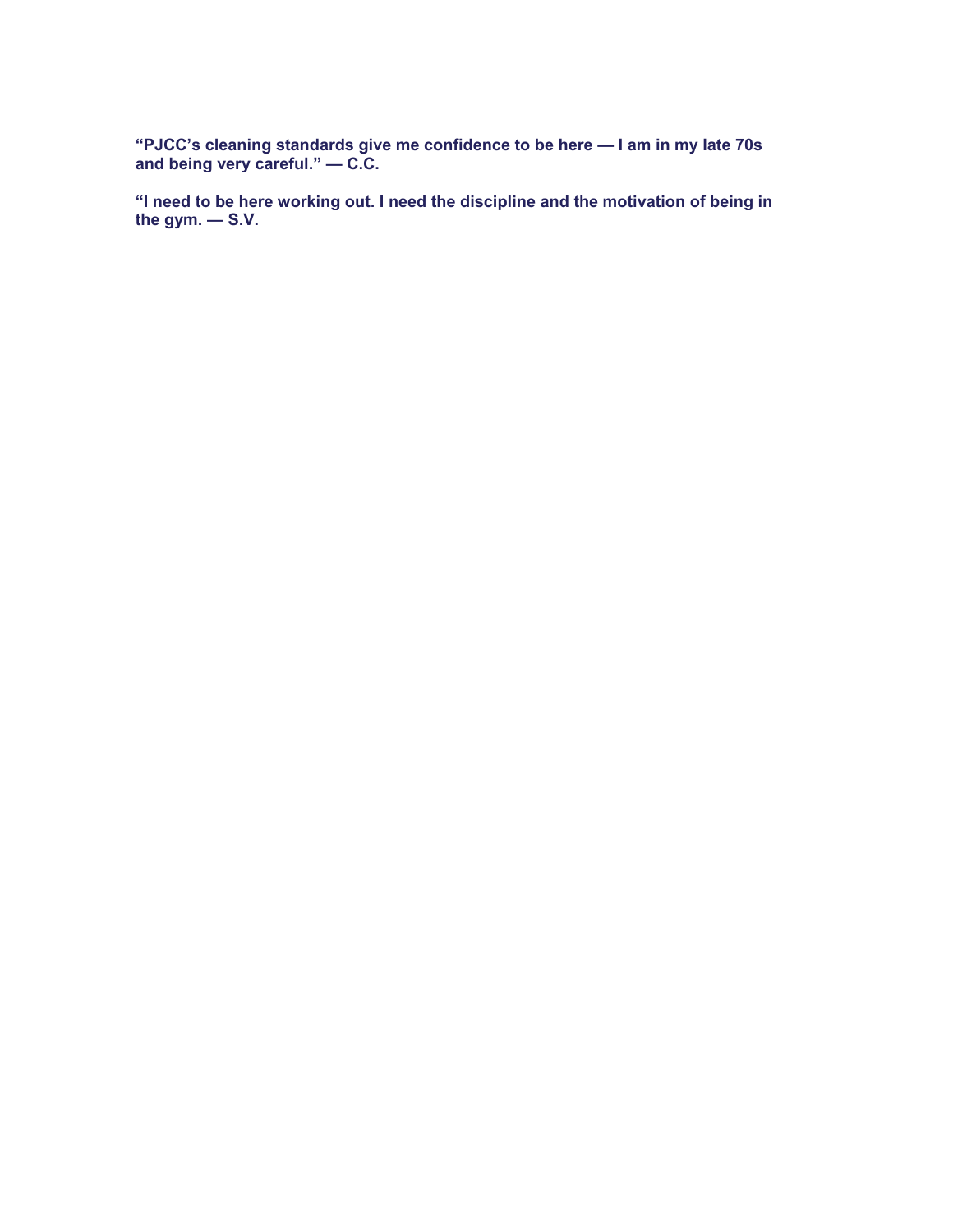**“PJCC’s cleaning standards give me confidence to be here — I am in my late 70s and being very careful.” — C.C.**

**“I need to be here working out. I need the discipline and the motivation of being in the gym. — S.V.**